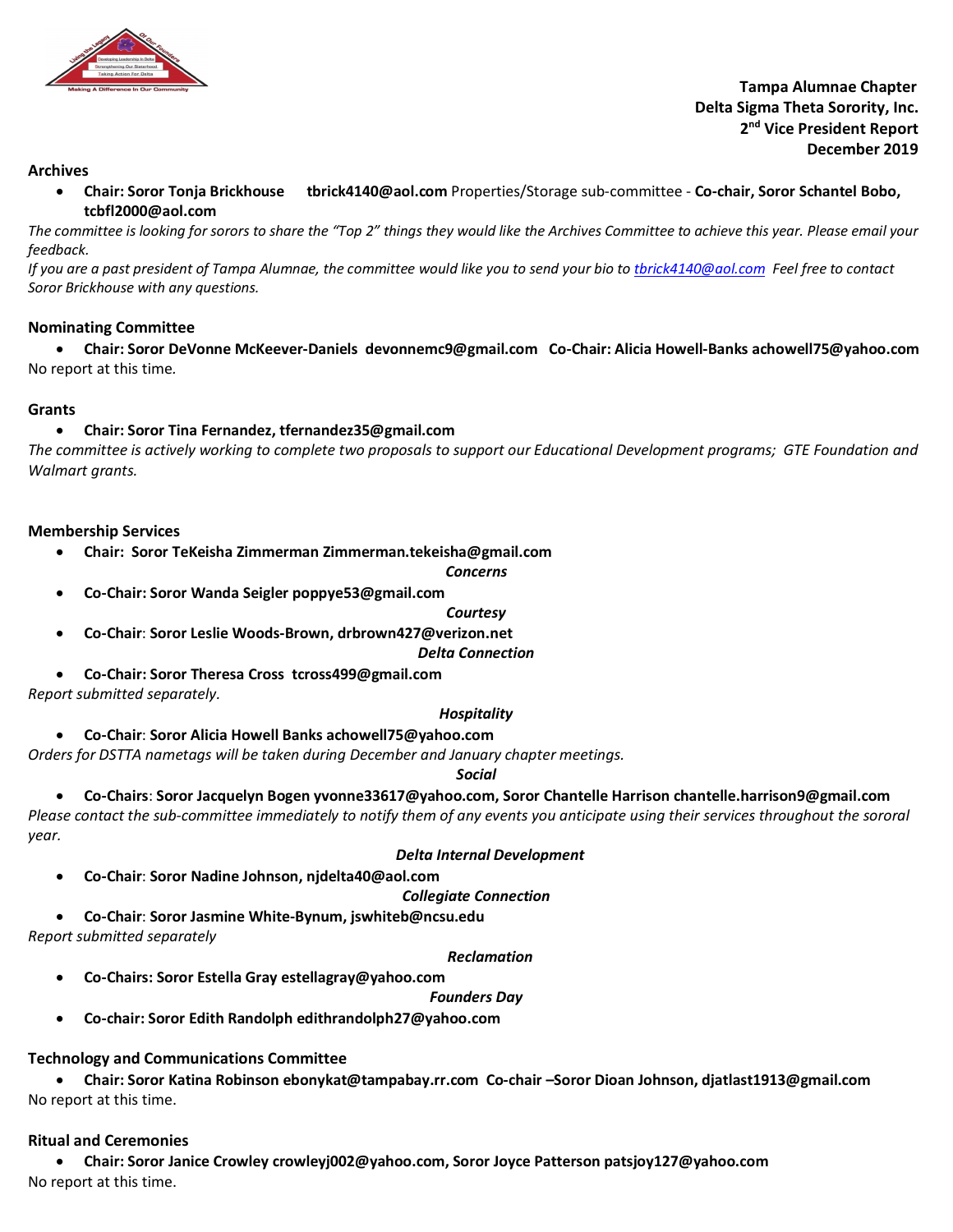**Tampa Alumnae Chapter**
**Delta Sigma Theta Sorority, Inc.**
**2nd Vice President Report**
**December 2019**

## Archives

- **Chair: Soror Tonja Brickhouse tbrick4140@aol.com** Properties/Storage sub-committee - **Co-chair, Soror Schantel Bobo, tcbfl2000@aol.com**

*The committee is looking for sorors to share the "Top 2" things they would like the Archives Committee to achieve this year. Please email your feedback.*
*If you are a past president of Tampa Alumnae, the committee would like you to send your bio to tbrick4140@aol.com Feel free to contact Soror Brickhouse with any questions.*

## Nominating Committee

- **Chair: Soror DeVonne McKeever-Daniels devonnemc9@gmail.com Co-Chair: Alicia Howell-Banks achowell75@yahoo.com**

No report at this time.

## Grants

- **Chair: Soror Tina Fernandez, tfernandez35@gmail.com**

*The committee is actively working to complete two proposals to support our Educational Development programs; GTE Foundation and Walmart grants.*

## Membership Services

- **Chair: Soror TeKeisha Zimmerman Zimmerman.tekeisha@gmail.com**

***Concerns***

- **Co-Chair: Soror Wanda Seigler poppye53@gmail.com**

***Courtesy***

- **Co-Chair**: **Soror Leslie Woods-Brown, drbrown427@verizon.net**

***Delta Connection***

- **Co-Chair: Soror Theresa Cross tcross499@gmail.com**

*Report submitted separately.*

***Hospitality***

- **Co-Chair**: **Soror Alicia Howell Banks achowell75@yahoo.com**

*Orders for DSTTA nametags will be taken during December and January chapter meetings.*

***Social***

- **Co-Chairs**: **Soror Jacquelyn Bogen yvonne33617@yahoo.com, Soror Chantelle Harrison chantelle.harrison9@gmail.com**

*Please contact the sub-committee immediately to notify them of any events you anticipate using their services throughout the sororal year.*

***Delta Internal Development***

- **Co-Chair**: **Soror Nadine Johnson, njdelta40@aol.com**

***Collegiate Connection***

- **Co-Chair**: **Soror Jasmine White-Bynum, jswhiteb@ncsu.edu**

*Report submitted separately*

***Reclamation***

- **Co-Chairs: Soror Estella Gray estellagray@yahoo.com**

***Founders Day***

- **Co-chair: Soror Edith Randolph edithrandolph27@yahoo.com**

## Technology and Communications Committee

- **Chair: Soror Katina Robinson ebonykat@tampabay.rr.com Co-chair –Soror Dioan Johnson, djatlast1913@gmail.com**

No report at this time.

## Ritual and Ceremonies

- **Chair: Soror Janice Crowley crowleyj002@yahoo.com, Soror Joyce Patterson patsjoy127@yahoo.com**

No report at this time.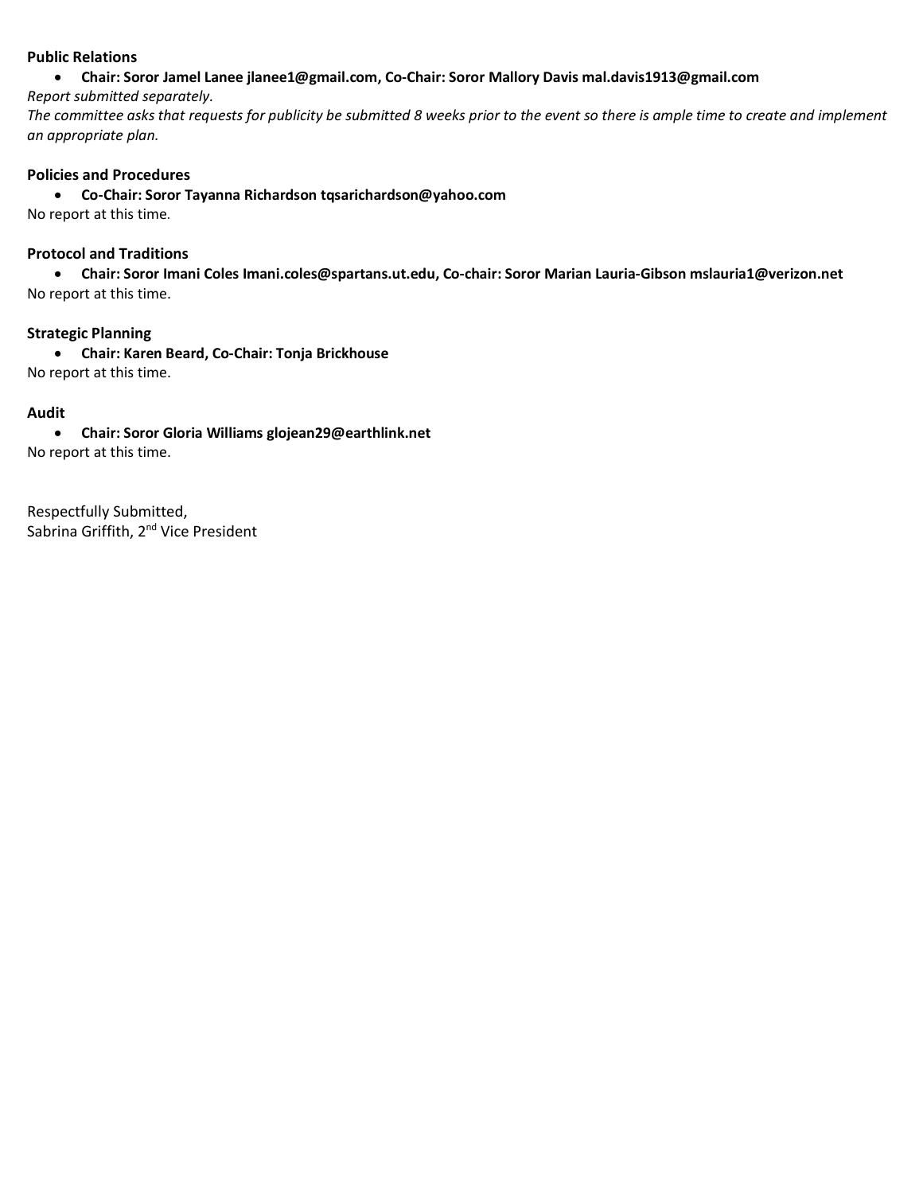**Public Relations**

- **Chair: Soror Jamel Lanee jlanee1@gmail.com, Co-Chair: Soror Mallory Davis mal.davis1913@gmail.com**

*Report submitted separately.*

*The committee asks that requests for publicity be submitted 8 weeks prior to the event so there is ample time to create and implement an appropriate plan.*

**Policies and Procedures**

- **Co-Chair: Soror Tayanna Richardson tqsarichardson@yahoo.com**

No report at this time.

**Protocol and Traditions**

- **Chair: Soror Imani Coles Imani.coles@spartans.ut.edu, Co-chair: Soror Marian Lauria-Gibson mslauria1@verizon.net**

No report at this time.

**Strategic Planning**

- **Chair: Karen Beard, Co-Chair: Tonja Brickhouse**

No report at this time.

**Audit**

- **Chair: Soror Gloria Williams glojean29@earthlink.net**

No report at this time.

Respectfully Submitted,
Sabrina Griffith, 2nd Vice President